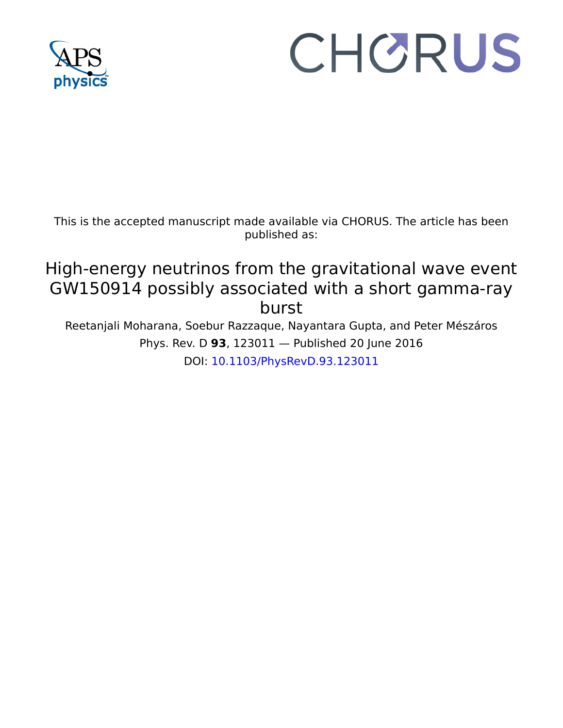This is the accepted manuscript made available via CHORUS. The article has been published as:

# High-energy neutrinos from the gravitational wave event GW150914 possibly associated with a short gamma-ray burst

Reetanjali Moharana, Soebur Razzaque, Nayantara Gupta, and Peter Mészáros

Phys. Rev. D **93**, 123011 — Published 20 June 2016

DOI: 10.1103/PhysRevD.93.123011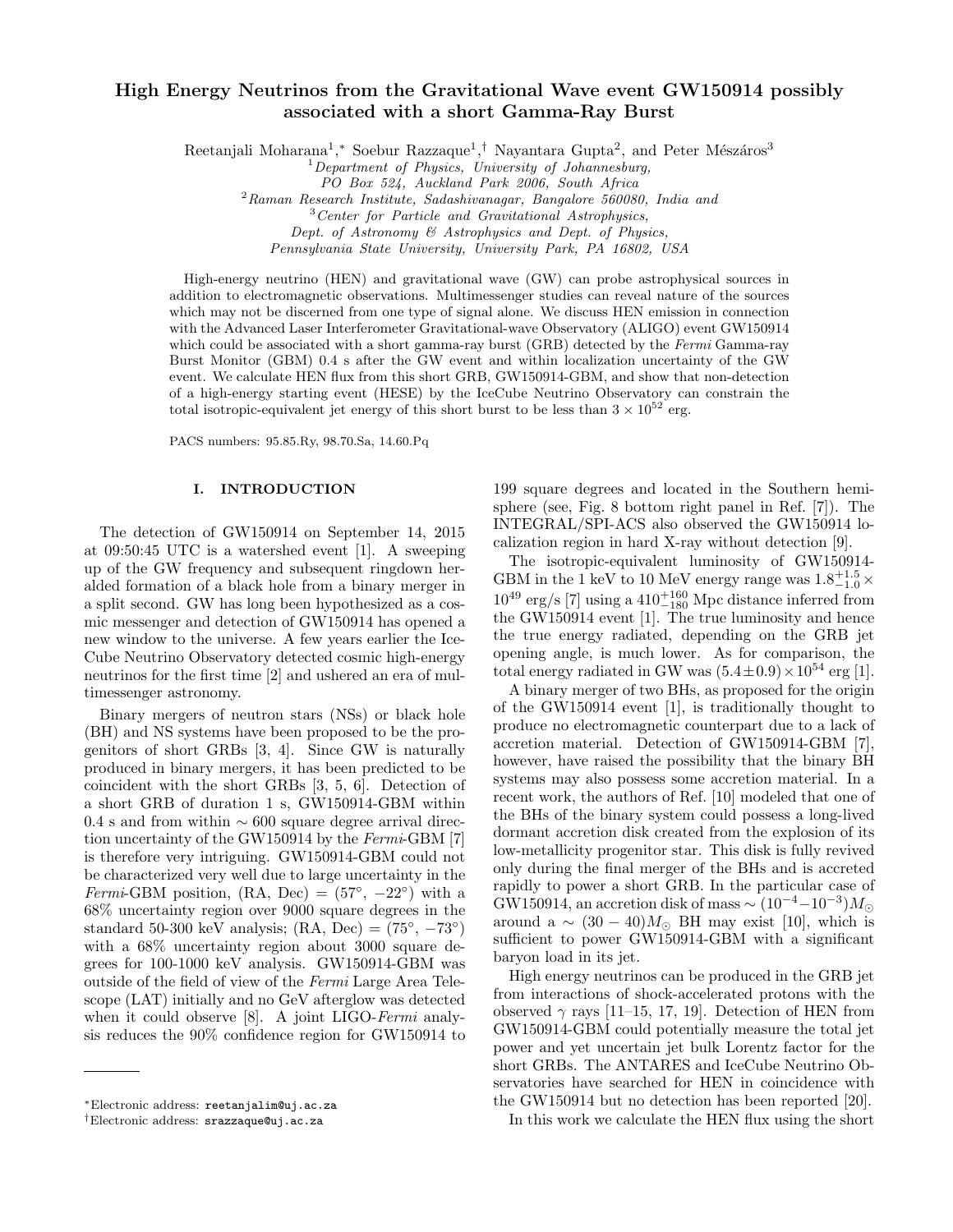# High Energy Neutrinos from the Gravitational Wave event GW150914 possibly associated with a short Gamma-Ray Burst

Reetanjali Moharana[1,*], Soebur Razzaque[1,†], Nayantara Gupta[2], and Peter Mészáros[3]

[1] *Department of Physics, University of Johannesburg, PO Box 524, Auckland Park 2006, South Africa*
[2] *Raman Research Institute, Sadashivanagar, Bangalore 560080, India and*
[3] *Center for Particle and Gravitational Astrophysics, Dept. of Astronomy & Astrophysics and Dept. of Physics, Pennsylvania State University, University Park, PA 16802, USA*

High-energy neutrino (HEN) and gravitational wave (GW) can probe astrophysical sources in addition to electromagnetic observations. Multimessenger studies can reveal nature of the sources which may not be discerned from one type of signal alone. We discuss HEN emission in connection with the Advanced Laser Interferometer Gravitational-wave Observatory (ALIGO) event GW150914 which could be associated with a short gamma-ray burst (GRB) detected by the *Fermi* Gamma-ray Burst Monitor (GBM) 0.4 s after the GW event and within localization uncertainty of the GW event. We calculate HEN flux from this short GRB, GW150914-GBM, and show that non-detection of a high-energy starting event (HESE) by the IceCube Neutrino Observatory can constrain the total isotropic-equivalent jet energy of this short burst to be less than $3 \times 10^{52}$ erg.

PACS numbers: 95.85.Ry, 98.70.Sa, 14.60.Pq

## I. INTRODUCTION

The detection of GW150914 on September 14, 2015 at 09:50:45 UTC is a watershed event [1]. A sweeping up of the GW frequency and subsequent ringdown heralded formation of a black hole from a binary merger in a split second. GW has long been hypothesized as a cosmic messenger and detection of GW150914 has opened a new window to the universe. A few years earlier the IceCube Neutrino Observatory detected cosmic high-energy neutrinos for the first time [2] and ushered an era of multimessenger astronomy.

Binary mergers of neutron stars (NSs) or black hole (BH) and NS systems have been proposed to be the progenitors of short GRBs [3, 4]. Since GW is naturally produced in binary mergers, it has been predicted to be coincident with the short GRBs [3, 5, 6]. Detection of a short GRB of duration 1 s, GW150914-GBM within 0.4 s and from within $\sim 600$ square degree arrival direction uncertainty of the GW150914 by the *Fermi*-GBM [7] is therefore very intriguing. GW150914-GBM could not be characterized very well due to large uncertainty in the *Fermi*-GBM position, (RA, Dec) = ($57^\circ$, $-22^\circ$) with a 68% uncertainty region over 9000 square degrees in the standard 50-300 keV analysis; (RA, Dec) = ($75^\circ$, $-73^\circ$) with a 68% uncertainty region about 3000 square degrees for 100-1000 keV analysis. GW150914-GBM was outside of the field of view of the *Fermi* Large Area Telescope (LAT) initially and no GeV afterglow was detected when it could observe [8]. A joint LIGO-*Fermi* analysis reduces the 90% confidence region for GW150914 to 199 square degrees and located in the Southern hemisphere (see, Fig. 8 bottom right panel in Ref. [7]). The INTEGRAL/SPI-ACS also observed the GW150914 localization region in hard X-ray without detection [9].

The isotropic-equivalent luminosity of GW150914-GBM in the 1 keV to 10 MeV energy range was $1.8^{+1.5}_{-1.0} \times 10^{49}$ erg/s [7] using a $410^{+160}_{-180}$ Mpc distance inferred from the GW150914 event [1]. The true luminosity and hence the true energy radiated, depending on the GRB jet opening angle, is much lower. As for comparison, the total energy radiated in GW was $(5.4 \pm 0.9) \times 10^{54}$ erg [1].

A binary merger of two BHs, as proposed for the origin of the GW150914 event [1], is traditionally thought to produce no electromagnetic counterpart due to a lack of accretion material. Detection of GW150914-GBM [7], however, have raised the possibility that the binary BH systems may also possess some accretion material. In a recent work, the authors of Ref. [10] modeled that one of the BHs of the binary system could possess a long-lived dormant accretion disk created from the explosion of its low-metallicity progenitor star. This disk is fully revived only during the final merger of the BHs and is accreted rapidly to power a short GRB. In the particular case of GW150914, an accretion disk of mass $\sim (10^{-4}$–$10^{-3})M_\odot$ around a $\sim (30-40)M_\odot$ BH may exist [10], which is sufficient to power GW150914-GBM with a significant baryon load in its jet.

High energy neutrinos can be produced in the GRB jet from interactions of shock-accelerated protons with the observed $\gamma$ rays [11–15, 17, 19]. Detection of HEN from GW150914-GBM could potentially measure the total jet power and yet uncertain jet bulk Lorentz factor for the short GRBs. The ANTARES and IceCube Neutrino Observatories have searched for HEN in coincidence with the GW150914 but no detection has been reported [20].

In this work we calculate the HEN flux using the short

---

*Electronic address: reetanjalim@uj.ac.za
†Electronic address: srazzaque@uj.ac.za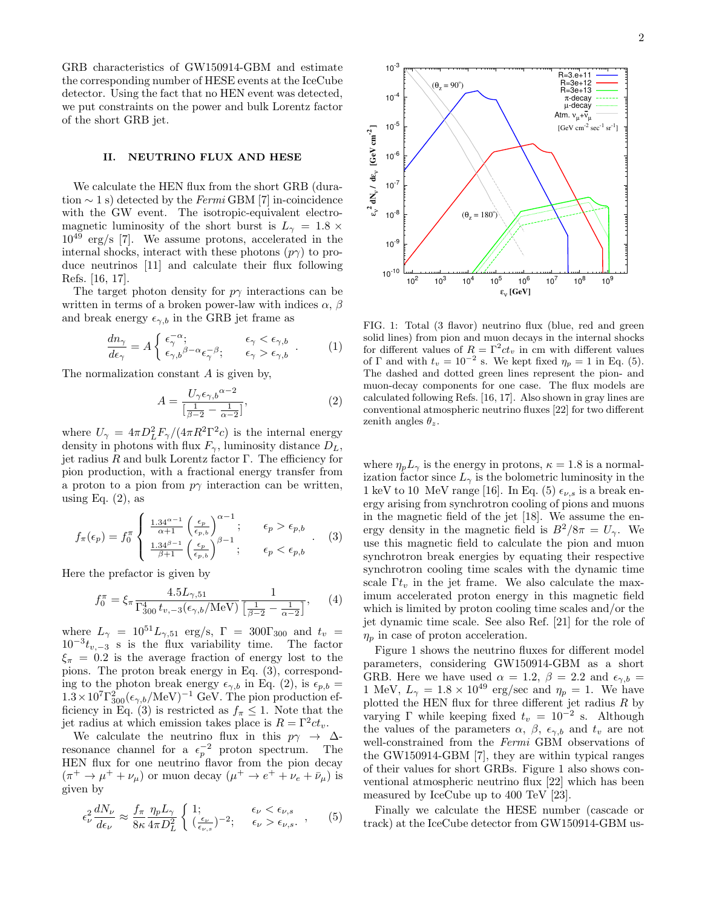GRB characteristics of GW150914-GBM and estimate the corresponding number of HESE events at the IceCube detector. Using the fact that no HEN event was detected, we put constraints on the power and bulk Lorentz factor of the short GRB jet.

## II. NEUTRINO FLUX AND HESE

We calculate the HEN flux from the short GRB (duration $\sim 1$ s) detected by the *Fermi* GBM [7] in-coincidence with the GW event. The isotropic-equivalent electromagnetic luminosity of the short burst is $L_\gamma = 1.8 \times 10^{49}$ erg/s [7]. We assume protons, accelerated in the internal shocks, interact with these photons ($p\gamma$) to produce neutrinos [11] and calculate their flux following Refs. [16, 17].

The target photon density for $p\gamma$ interactions can be written in terms of a broken power-law with indices $\alpha$, $\beta$ and break energy $\epsilon_{\gamma,b}$ in the GRB jet frame as

$$\frac{dn_\gamma}{d\epsilon_\gamma} = A \begin{cases} \epsilon_\gamma^{-\alpha}; & \epsilon_\gamma < \epsilon_{\gamma,b} \\ {\epsilon_{\gamma,b}}^{\beta-\alpha}\epsilon_\gamma^{-\beta}; & \epsilon_\gamma > \epsilon_{\gamma,b} \end{cases}. \quad (1)$$

The normalization constant $A$ is given by,

$$A = \frac{U_\gamma {\epsilon_{\gamma,b}}^{\alpha-2}}{[\frac{1}{\beta-2} - \frac{1}{\alpha-2}]}, \quad (2)$$

where $U_\gamma = 4\pi D_L^2 F_\gamma/(4\pi R^2 \Gamma^2 c)$ is the internal energy density in photons with flux $F_\gamma$, luminosity distance $D_L$, jet radius $R$ and bulk Lorentz factor $\Gamma$. The efficiency for pion production, with a fractional energy transfer from a proton to a pion from $p\gamma$ interaction can be written, using Eq. (2), as

$$f_\pi(\epsilon_p) = f_0^\pi \begin{cases} \frac{1.34^{\alpha-1}}{\alpha+1}\left(\frac{\epsilon_p}{\epsilon_{p,b}}\right)^{\alpha-1}; & \epsilon_p > \epsilon_{p,b} \\ \frac{1.34^{\beta-1}}{\beta+1}\left(\frac{\epsilon_p}{\epsilon_{p,b}}\right)^{\beta-1}; & \epsilon_p < \epsilon_{p,b} \end{cases}. \quad (3)$$

Here the prefactor is given by

$$f_0^\pi = \xi_\pi \frac{4.5 L_{\gamma,51}}{\Gamma_{300}^4\, t_{v,-3}(\epsilon_{\gamma,b}/\text{MeV})} \frac{1}{[\frac{1}{\beta-2} - \frac{1}{\alpha-2}]}, \quad (4)$$

where $L_\gamma = 10^{51} L_{\gamma,51}$ erg/s, $\Gamma = 300\Gamma_{300}$ and $t_v = 10^{-3} t_{v,-3}$ s is the flux variability time. The factor $\xi_\pi = 0.2$ is the average fraction of energy lost to the pions. The proton break energy in Eq. (3), corresponding to the photon break energy $\epsilon_{\gamma,b}$ in Eq. (2), is $\epsilon_{p,b} = 1.3\times 10^7 \Gamma_{300}^2(\epsilon_{\gamma,b}/\text{MeV})^{-1}$ GeV. The pion production efficiency in Eq. (3) is restricted as $f_\pi \leq 1$. Note that the jet radius at which emission takes place is $R = \Gamma^2 c t_v$.

We calculate the neutrino flux in this $p\gamma \to \Delta$-resonance channel for a $\epsilon_p^{-2}$ proton spectrum. The HEN flux for one neutrino flavor from the pion decay ($\pi^+ \to \mu^+ + \nu_\mu$) or muon decay ($\mu^+ \to e^+ + \nu_e + \bar{\nu}_\mu$) is given by

$$\epsilon_\nu^2 \frac{dN_\nu}{d\epsilon_\nu} \approx \frac{f_\pi}{8\kappa}\frac{\eta_p L_\gamma}{4\pi D_L^2} \begin{cases} 1; & \epsilon_\nu < \epsilon_{\nu,s} \\ (\frac{\epsilon_\nu}{\epsilon_{\nu,s}})^{-2}; & \epsilon_\nu > \epsilon_{\nu,s}. \end{cases}, \quad (5)$$

FIG. 1: Total (3 flavor) neutrino flux (blue, red and green solid lines) from pion and muon decays in the internal shocks for different values of $R = \Gamma^2 c t_v$ in cm with different values of $\Gamma$ and with $t_v = 10^{-2}$ s. We kept fixed $\eta_p = 1$ in Eq. (5). The dashed and dotted green lines represent the pion- and muon-decay components for one case. The flux models are calculated following Refs. [16, 17]. Also shown in gray lines are conventional atmospheric neutrino fluxes [22] for two different zenith angles $\theta_z$.

where $\eta_p L_\gamma$ is the energy in protons, $\kappa = 1.8$ is a normalization factor since $L_\gamma$ is the bolometric luminosity in the 1 keV to 10 MeV range [16]. In Eq. (5) $\epsilon_{\nu,s}$ is a break energy arising from synchrotron cooling of pions and muons in the magnetic field of the jet [18]. We assume the energy density in the magnetic field is $B^2/8\pi = U_\gamma$. We use this magnetic field to calculate the pion and muon synchrotron break energies by equating their respective synchrotron cooling time scales with the dynamic time scale $\Gamma t_v$ in the jet frame. We also calculate the maximum accelerated proton energy in this magnetic field which is limited by proton cooling time scales and/or the jet dynamic time scale. See also Ref. [21] for the role of $\eta_p$ in case of proton acceleration.

Figure 1 shows the neutrino fluxes for different model parameters, considering GW150914-GBM as a short GRB. Here we have used $\alpha = 1.2$, $\beta = 2.2$ and $\epsilon_{\gamma,b} = 1$ MeV, $L_\gamma = 1.8 \times 10^{49}$ erg/sec and $\eta_p = 1$. We have plotted the HEN flux for three different jet radius $R$ by varying $\Gamma$ while keeping fixed $t_v = 10^{-2}$ s. Although the values of the parameters $\alpha$, $\beta$, $\epsilon_{\gamma,b}$ and $t_v$ are not well-constrained from the *Fermi* GBM observations of the GW150914-GBM [7], they are within typical ranges of their values for short GRBs. Figure 1 also shows conventional atmospheric neutrino flux [22] which has been measured by IceCube up to 400 TeV [23].

Finally we calculate the HESE number (cascade or track) at the IceCube detector from GW150914-GBM us-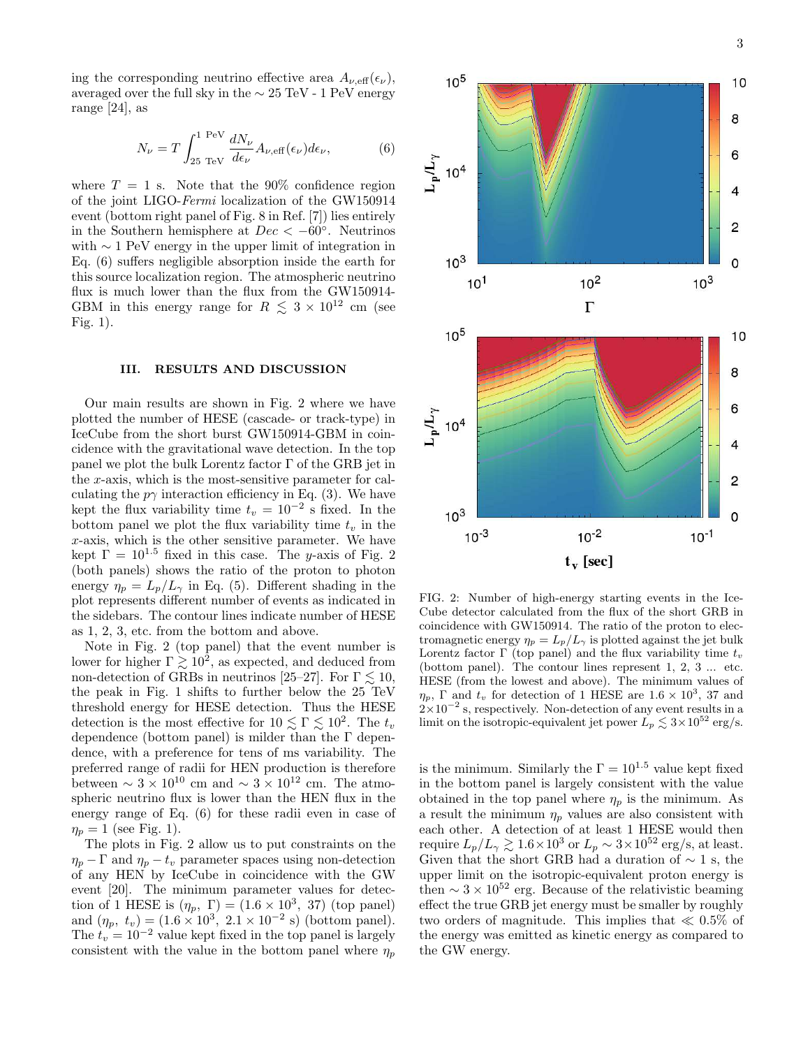ing the corresponding neutrino effective area $A_{\nu,\rm eff}(\epsilon_\nu)$, averaged over the full sky in the $\sim 25$ TeV - 1 PeV energy range [24], as

$$N_\nu = T \int_{25\ \rm TeV}^{1\ \rm PeV} \frac{dN_\nu}{d\epsilon_\nu} A_{\nu,\rm eff}(\epsilon_\nu) d\epsilon_\nu, \tag{6}$$

where $T = 1$ s. Note that the 90% confidence region of the joint LIGO-*Fermi* localization of the GW150914 event (bottom right panel of Fig. 8 in Ref. [7]) lies entirely in the Southern hemisphere at $Dec < -60^\circ$. Neutrinos with $\sim 1$ PeV energy in the upper limit of integration in Eq. (6) suffers negligible absorption inside the earth for this source localization region. The atmospheric neutrino flux is much lower than the flux from the GW150914-GBM in this energy range for $R \lesssim 3 \times 10^{12}$ cm (see Fig. 1).

## III. RESULTS AND DISCUSSION

Our main results are shown in Fig. 2 where we have plotted the number of HESE (cascade- or track-type) in IceCube from the short burst GW150914-GBM in coincidence with the gravitational wave detection. In the top panel we plot the bulk Lorentz factor $\Gamma$ of the GRB jet in the $x$-axis, which is the most-sensitive parameter for calculating the $p\gamma$ interaction efficiency in Eq. (3). We have kept the flux variability time $t_v = 10^{-2}$ s fixed. In the bottom panel we plot the flux variability time $t_v$ in the $x$-axis, which is the other sensitive parameter. We have kept $\Gamma = 10^{1.5}$ fixed in this case. The $y$-axis of Fig. 2 (both panels) shows the ratio of the proton to photon energy $\eta_p = L_p/L_\gamma$ in Eq. (5). Different shading in the plot represents different number of events as indicated in the sidebars. The contour lines indicate number of HESE as 1, 2, 3, etc. from the bottom and above.

Note in Fig. 2 (top panel) that the event number is lower for higher $\Gamma \gtrsim 10^2$, as expected, and deduced from non-detection of GRBs in neutrinos [25–27]. For $\Gamma \lesssim 10$, the peak in Fig. 1 shifts to further below the 25 TeV threshold energy for HESE detection. Thus the HESE detection is the most effective for $10 \lesssim \Gamma \lesssim 10^2$. The $t_v$ dependence (bottom panel) is milder than the $\Gamma$ dependence, with a preference for tens of ms variability. The preferred range of radii for HEN production is therefore between $\sim 3 \times 10^{10}$ cm and $\sim 3 \times 10^{12}$ cm. The atmospheric neutrino flux is lower than the HEN flux in the energy range of Eq. (6) for these radii even in case of $\eta_p = 1$ (see Fig. 1).

The plots in Fig. 2 allow us to put constraints on the $\eta_p - \Gamma$ and $\eta_p - t_v$ parameter spaces using non-detection of any HEN by IceCube in coincidence with the GW event [20]. The minimum parameter values for detection of 1 HESE is $(\eta_p,\ \Gamma) = (1.6 \times 10^3,\ 37)$ (top panel) and $(\eta_p,\ t_v) = (1.6 \times 10^3,\ 2.1 \times 10^{-2}$ s) (bottom panel). The $t_v = 10^{-2}$ value kept fixed in the top panel is largely consistent with the value in the bottom panel where $\eta_p$ is the minimum. Similarly the $\Gamma = 10^{1.5}$ value kept fixed in the bottom panel is largely consistent with the value obtained in the top panel where $\eta_p$ is the minimum. As a result the minimum $\eta_p$ values are also consistent with each other. A detection of at least 1 HESE would then require $L_p/L_\gamma \gtrsim 1.6 \times 10^3$ or $L_p \sim 3 \times 10^{52}$ erg/s, at least. Given that the short GRB had a duration of $\sim 1$ s, the upper limit on the isotropic-equivalent proton energy is then $\sim 3 \times 10^{52}$ erg. Because of the relativistic beaming effect the true GRB jet energy must be smaller by roughly two orders of magnitude. This implies that $\ll 0.5\%$ of the energy was emitted as kinetic energy as compared to the GW energy.

FIG. 2: Number of high-energy starting events in the IceCube detector calculated from the flux of the short GRB in coincidence with GW150914. The ratio of the proton to electromagnetic energy $\eta_p = L_p/L_\gamma$ is plotted against the jet bulk Lorentz factor $\Gamma$ (top panel) and the flux variability time $t_v$ (bottom panel). The contour lines represent 1, 2, 3 ... etc. HESE (from the lowest and above). The minimum values of $\eta_p$, $\Gamma$ and $t_v$ for detection of 1 HESE are $1.6 \times 10^3$, 37 and $2 \times 10^{-2}$ s, respectively. Non-detection of any event results in a limit on the isotropic-equivalent jet power $L_p \lesssim 3 \times 10^{52}$ erg/s.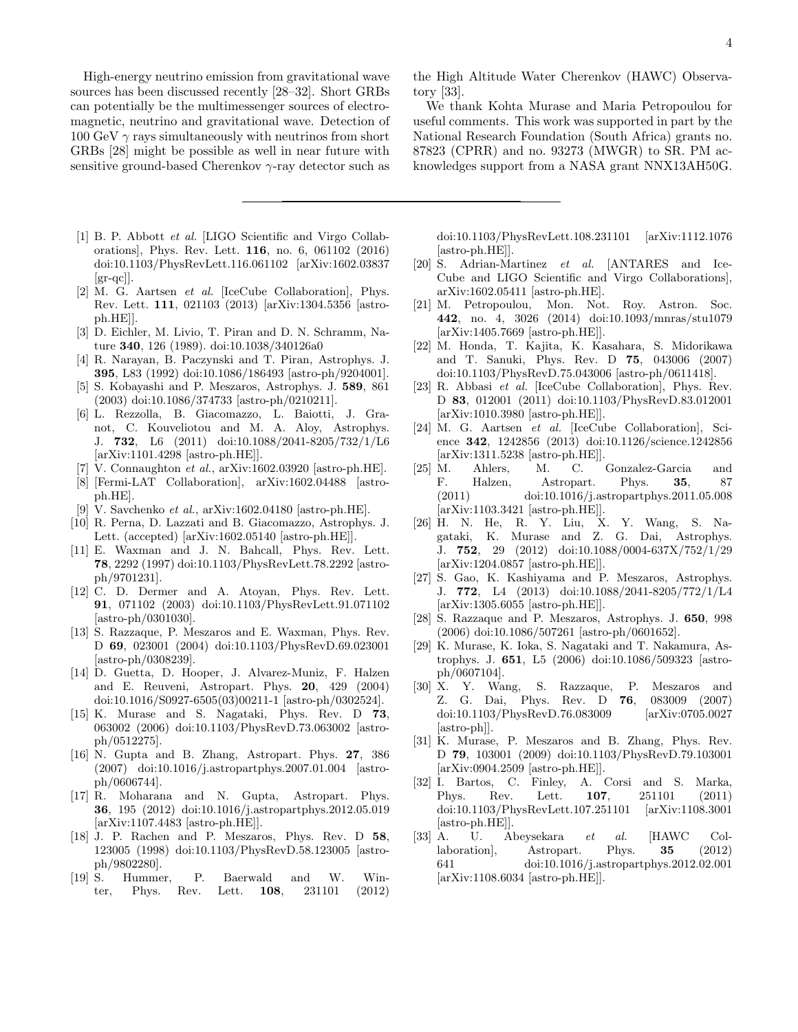High-energy neutrino emission from gravitational wave sources has been discussed recently [28–32]. Short GRBs can potentially be the multimessenger sources of electromagnetic, neutrino and gravitational wave. Detection of 100 GeV $\gamma$ rays simultaneously with neutrinos from short GRBs [28] might be possible as well in near future with sensitive ground-based Cherenkov $\gamma$-ray detector such as the High Altitude Water Cherenkov (HAWC) Observatory [33].

We thank Kohta Murase and Maria Petropoulou for useful comments. This work was supported in part by the National Research Foundation (South Africa) grants no. 87823 (CPRR) and no. 93273 (MWGR) to SR. PM acknowledges support from a NASA grant NNX13AH50G.

---

[1] B. P. Abbott *et al.* [LIGO Scientific and Virgo Collaborations], Phys. Rev. Lett. **116**, no. 6, 061102 (2016) doi:10.1103/PhysRevLett.116.061102 [arXiv:1602.03837 [gr-qc]].

[2] M. G. Aartsen *et al.* [IceCube Collaboration], Phys. Rev. Lett. **111**, 021103 (2013) [arXiv:1304.5356 [astro-ph.HE]].

[3] D. Eichler, M. Livio, T. Piran and D. N. Schramm, Nature **340**, 126 (1989). doi:10.1038/340126a0

[4] R. Narayan, B. Paczynski and T. Piran, Astrophys. J. **395**, L83 (1992) doi:10.1086/186493 [astro-ph/9204001].

[5] S. Kobayashi and P. Meszaros, Astrophys. J. **589**, 861 (2003) doi:10.1086/374733 [astro-ph/0210211].

[6] L. Rezzolla, B. Giacomazzo, L. Baiotti, J. Granot, C. Kouveliotou and M. A. Aloy, Astrophys. J. **732**, L6 (2011) doi:10.1088/2041-8205/732/1/L6 [arXiv:1101.4298 [astro-ph.HE]].

[7] V. Connaughton *et al.*, arXiv:1602.03920 [astro-ph.HE].

[8] [Fermi-LAT Collaboration], arXiv:1602.04488 [astro-ph.HE].

[9] V. Savchenko *et al.*, arXiv:1602.04180 [astro-ph.HE].

[10] R. Perna, D. Lazzati and B. Giacomazzo, Astrophys. J. Lett. (accepted) [arXiv:1602.05140 [astro-ph.HE]].

[11] E. Waxman and J. N. Bahcall, Phys. Rev. Lett. **78**, 2292 (1997) doi:10.1103/PhysRevLett.78.2292 [astro-ph/9701231].

[12] C. D. Dermer and A. Atoyan, Phys. Rev. Lett. **91**, 071102 (2003) doi:10.1103/PhysRevLett.91.071102 [astro-ph/0301030].

[13] S. Razzaque, P. Meszaros and E. Waxman, Phys. Rev. D **69**, 023001 (2004) doi:10.1103/PhysRevD.69.023001 [astro-ph/0308239].

[14] D. Guetta, D. Hooper, J. Alvarez-Muniz, F. Halzen and E. Reuveni, Astropart. Phys. **20**, 429 (2004) doi:10.1016/S0927-6505(03)00211-1 [astro-ph/0302524].

[15] K. Murase and S. Nagataki, Phys. Rev. D **73**, 063002 (2006) doi:10.1103/PhysRevD.73.063002 [astro-ph/0512275].

[16] N. Gupta and B. Zhang, Astropart. Phys. **27**, 386 (2007) doi:10.1016/j.astropartphys.2007.01.004 [astro-ph/0606744].

[17] R. Moharana and N. Gupta, Astropart. Phys. **36**, 195 (2012) doi:10.1016/j.astropartphys.2012.05.019 [arXiv:1107.4483 [astro-ph.HE]].

[18] J. P. Rachen and P. Meszaros, Phys. Rev. D **58**, 123005 (1998) doi:10.1103/PhysRevD.58.123005 [astro-ph/9802280].

[19] S. Hummer, P. Baerwald and W. Winter, Phys. Rev. Lett. **108**, 231101 (2012) doi:10.1103/PhysRevLett.108.231101 [arXiv:1112.1076 [astro-ph.HE]].

[20] S. Adrian-Martinez *et al.* [ANTARES and IceCube and LIGO Scientific and Virgo Collaborations], arXiv:1602.05411 [astro-ph.HE].

[21] M. Petropoulou, Mon. Not. Roy. Astron. Soc. **442**, no. 4, 3026 (2014) doi:10.1093/mnras/stu1079 [arXiv:1405.7669 [astro-ph.HE]].

[22] M. Honda, T. Kajita, K. Kasahara, S. Midorikawa and T. Sanuki, Phys. Rev. D **75**, 043006 (2007) doi:10.1103/PhysRevD.75.043006 [astro-ph/0611418].

[23] R. Abbasi *et al.* [IceCube Collaboration], Phys. Rev. D **83**, 012001 (2011) doi:10.1103/PhysRevD.83.012001 [arXiv:1010.3980 [astro-ph.HE]].

[24] M. G. Aartsen *et al.* [IceCube Collaboration], Science **342**, 1242856 (2013) doi:10.1126/science.1242856 [arXiv:1311.5238 [astro-ph.HE]].

[25] M. Ahlers, M. C. Gonzalez-Garcia and F. Halzen, Astropart. Phys. **35**, 87 (2011) doi:10.1016/j.astropartphys.2011.05.008 [arXiv:1103.3421 [astro-ph.HE]].

[26] H. N. He, R. Y. Liu, X. Y. Wang, S. Nagataki, K. Murase and Z. G. Dai, Astrophys. J. **752**, 29 (2012) doi:10.1088/0004-637X/752/1/29 [arXiv:1204.0857 [astro-ph.HE]].

[27] S. Gao, K. Kashiyama and P. Meszaros, Astrophys. J. **772**, L4 (2013) doi:10.1088/2041-8205/772/1/L4 [arXiv:1305.6055 [astro-ph.HE]].

[28] S. Razzaque and P. Meszaros, Astrophys. J. **650**, 998 (2006) doi:10.1086/507261 [astro-ph/0601652].

[29] K. Murase, K. Ioka, S. Nagataki and T. Nakamura, Astrophys. J. **651**, L5 (2006) doi:10.1086/509323 [astro-ph/0607104].

[30] X. Y. Wang, S. Razzaque, P. Meszaros and Z. G. Dai, Phys. Rev. D **76**, 083009 (2007) doi:10.1103/PhysRevD.76.083009 [arXiv:0705.0027 [astro-ph]].

[31] K. Murase, P. Meszaros and B. Zhang, Phys. Rev. D **79**, 103001 (2009) doi:10.1103/PhysRevD.79.103001 [arXiv:0904.2509 [astro-ph.HE]].

[32] I. Bartos, C. Finley, A. Corsi and S. Marka, Phys. Rev. Lett. **107**, 251101 (2011) doi:10.1103/PhysRevLett.107.251101 [arXiv:1108.3001 [astro-ph.HE]].

[33] A. U. Abeysekara *et al.* [HAWC Collaboration], Astropart. Phys. **35** (2012) 641 doi:10.1016/j.astropartphys.2012.02.001 [arXiv:1108.6034 [astro-ph.HE]].